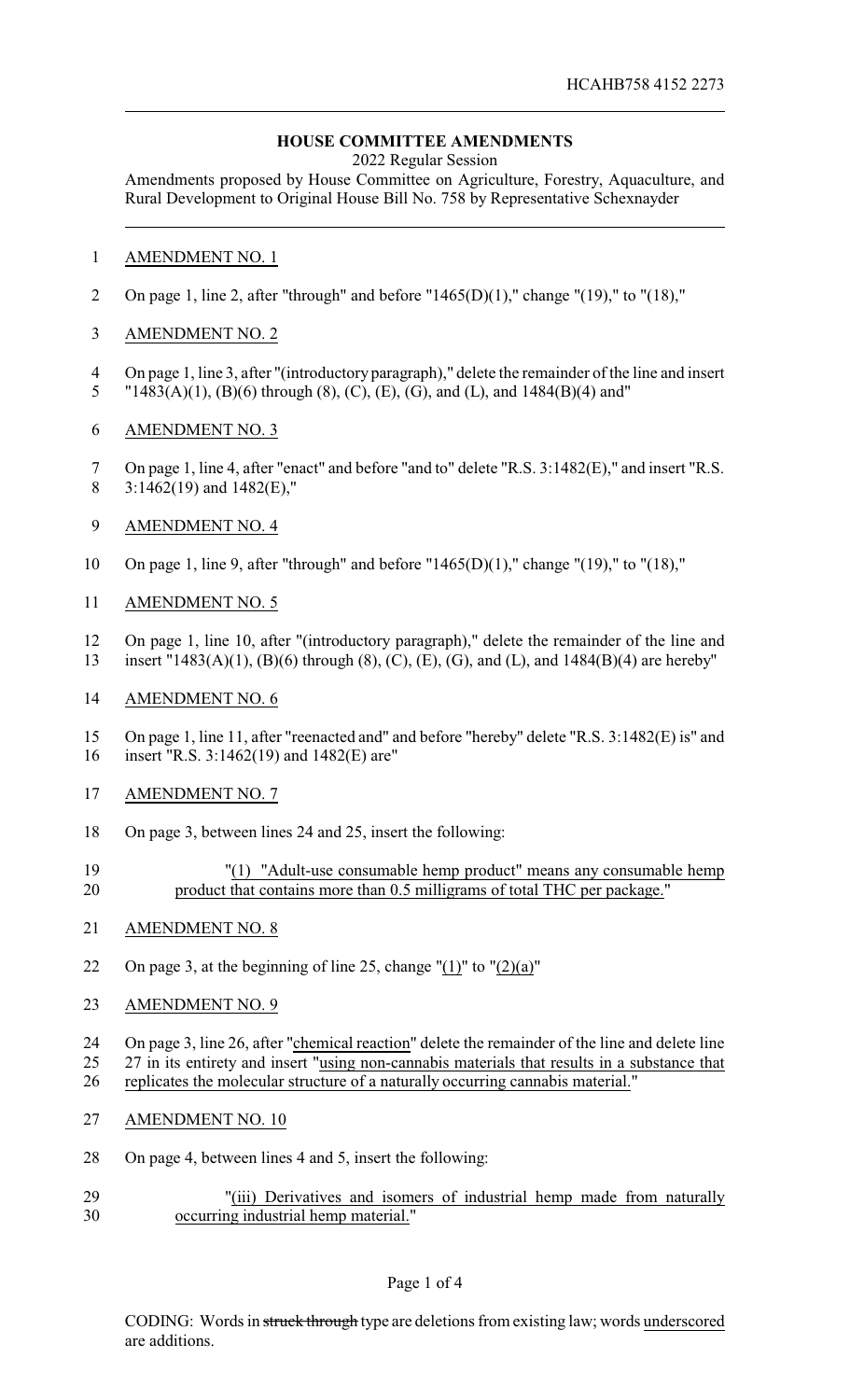## HOUSE COMMITTEE AMENDMENTS

2022 Regular Session

Amendments proposed by House Committee on Agriculture, Forestry, Aquaculture, and Rural Development to Original House Bill No. 758 by Representative Schexnayder

AMENDMENT NO. 1

On page 1, line 2, after "through" and before "1465(D)(1)," change "(19)," to "(18),"

AMENDMENT NO. 2

On page 1, line 3, after "(introductory paragraph)," delete the remainder of the line and insert "1483(A)(1), (B)(6) through (8), (C), (E), (G), and (L), and 1484(B)(4) and"

AMENDMENT NO. 3

On page 1, line 4, after "enact" and before "and to" delete "R.S. 3:1482(E)," and insert "R.S. 3:1462(19) and 1482(E),"

AMENDMENT NO. 4

On page 1, line 9, after "through" and before "1465(D)(1)," change "(19)," to "(18),"

AMENDMENT NO. 5

On page 1, line 10, after "(introductory paragraph)," delete the remainder of the line and insert "1483(A)(1), (B)(6) through (8), (C), (E), (G), and (L), and 1484(B)(4) are hereby"

AMENDMENT NO. 6

On page 1, line 11, after "reenacted and" and before "hereby" delete "R.S. 3:1482(E) is" and insert "R.S. 3:1462(19) and 1482(E) are"

AMENDMENT NO. 7

On page 3, between lines 24 and 25, insert the following:

"(1) "Adult-use consumable hemp product" means any consumable hemp product that contains more than 0.5 milligrams of total THC per package."

AMENDMENT NO. 8

On page 3, at the beginning of line 25, change "(1)" to "(2)(a)"

AMENDMENT NO. 9

On page 3, line 26, after "chemical reaction" delete the remainder of the line and delete line 27 in its entirety and insert "using non-cannabis materials that results in a substance that replicates the molecular structure of a naturally occurring cannabis material."

AMENDMENT NO. 10

On page 4, between lines 4 and 5, insert the following:

"(iii) Derivatives and isomers of industrial hemp made from naturally occurring industrial hemp material."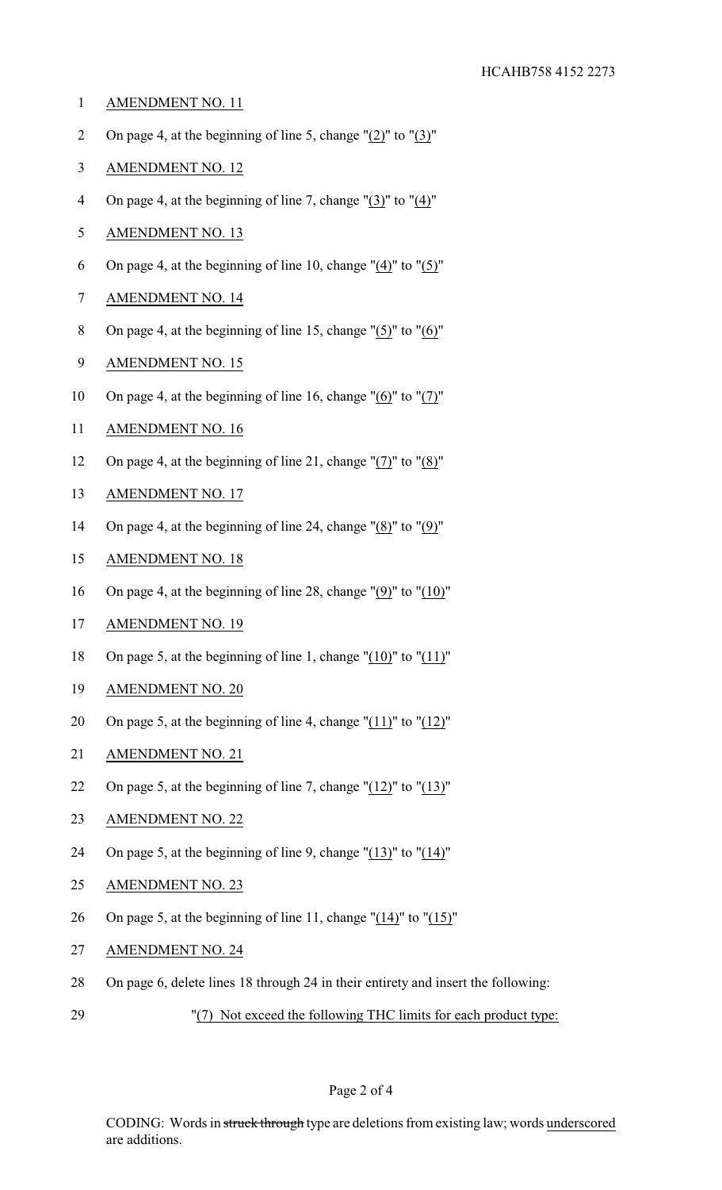AMENDMENT NO. 11

On page 4, at the beginning of line 5, change "(2)" to "(3)"

AMENDMENT NO. 12

On page 4, at the beginning of line 7, change "(3)" to "(4)"

AMENDMENT NO. 13

On page 4, at the beginning of line 10, change "(4)" to "(5)"

AMENDMENT NO. 14

On page 4, at the beginning of line 15, change "(5)" to "(6)"

AMENDMENT NO. 15

On page 4, at the beginning of line 16, change "(6)" to "(7)"

AMENDMENT NO. 16

On page 4, at the beginning of line 21, change "(7)" to "(8)"

AMENDMENT NO. 17

On page 4, at the beginning of line 24, change "(8)" to "(9)"

AMENDMENT NO. 18

On page 4, at the beginning of line 28, change "(9)" to "(10)"

AMENDMENT NO. 19

On page 5, at the beginning of line 1, change "(10)" to "(11)"

AMENDMENT NO. 20

On page 5, at the beginning of line 4, change "(11)" to "(12)"

AMENDMENT NO. 21

On page 5, at the beginning of line 7, change "(12)" to "(13)"

AMENDMENT NO. 22

On page 5, at the beginning of line 9, change "(13)" to "(14)"

AMENDMENT NO. 23

On page 5, at the beginning of line 11, change "(14)" to "(15)"

AMENDMENT NO. 24

On page 6, delete lines 18 through 24 in their entirety and insert the following:

"(7) Not exceed the following THC limits for each product type:

CODING: Words in ~~struck through~~ type are deletions from existing law; words underscored are additions.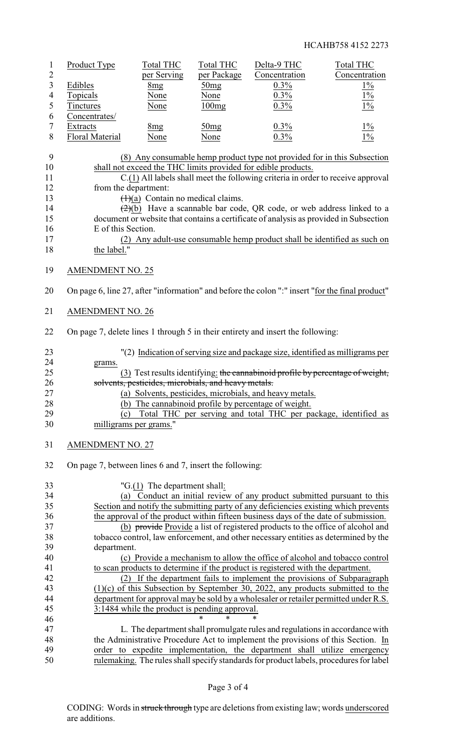| Product Type | Total THC per Serving | Total THC per Package | Delta-9 THC Concentration | Total THC Concentration |
|---|---|---|---|---|
| Edibles | 8mg | 50mg | 0.3% | 1% |
| Topicals | None | None | 0.3% | 1% |
| Tinctures | None | 100mg | 0.3% | 1% |
| Concentrates/ Extracts | 8mg | 50mg | 0.3% | 1% |
| Floral Material | None | None | 0.3% | 1% |

(8) Any consumable hemp product type not provided for in this Subsection shall not exceed the THC limits provided for edible products.

C.(1) All labels shall meet the following criteria in order to receive approval from the department:

~~(1)~~(a) Contain no medical claims.

~~(2)~~(b) Have a scannable bar code, QR code, or web address linked to a document or website that contains a certificate of analysis as provided in Subsection E of this Section.

(2) Any adult-use consumable hemp product shall be identified as such on the label."

AMENDMENT NO. 25

On page 6, line 27, after "information" and before the colon ":" insert "for the final product"

AMENDMENT NO. 26

On page 7, delete lines 1 through 5 in their entirety and insert the following:

"(2) Indication of serving size and package size, identified as milligrams per grams.

(3) Test results identifying: ~~the cannabinoid profile by percentage of weight, solvents, pesticides, microbials, and heavy metals.~~

(a) Solvents, pesticides, microbials, and heavy metals.

(b) The cannabinoid profile by percentage of weight.

(c) Total THC per serving and total THC per package, identified as milligrams per grams."

AMENDMENT NO. 27

On page 7, between lines 6 and 7, insert the following:

"G.(1) The department shall:

(a) Conduct an initial review of any product submitted pursuant to this Section and notify the submitting party of any deficiencies existing which prevents the approval of the product within fifteen business days of the date of submission.

(b) ~~provide~~ Provide a list of registered products to the office of alcohol and tobacco control, law enforcement, and other necessary entities as determined by the department.

(c) Provide a mechanism to allow the office of alcohol and tobacco control to scan products to determine if the product is registered with the department.

(2) If the department fails to implement the provisions of Subparagraph (1)(c) of this Subsection by September 30, 2022, any products submitted to the department for approval may be sold by a wholesaler or retailer permitted under R.S. 3:1484 while the product is pending approval.

\* \* \*

L. The department shall promulgate rules and regulations in accordance with the Administrative Procedure Act to implement the provisions of this Section. In order to expedite implementation, the department shall utilize emergency rulemaking. The rules shall specify standards for product labels, procedures for label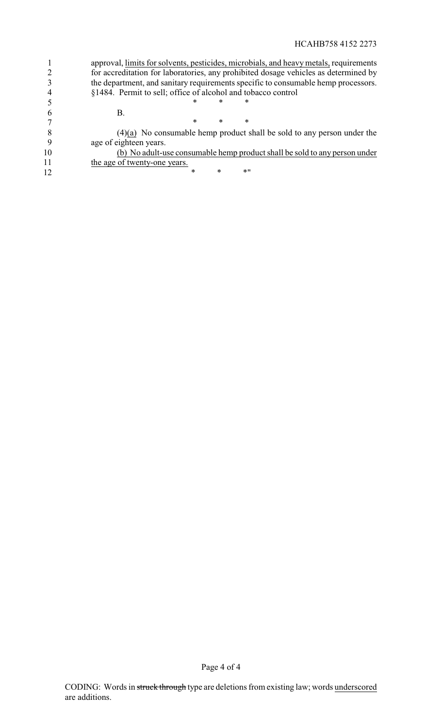approval, <u>limits for solvents, pesticides, microbials, and heavy metals,</u> requirements for accreditation for laboratories, any prohibited dosage vehicles as determined by the department, and sanitary requirements specific to consumable hemp processors.

§1484. Permit to sell; office of alcohol and tobacco control

\* \* \*

B.

\* \* \*

(4)<u>(a)</u> No consumable hemp product shall be sold to any person under the age of eighteen years.

<u>(b) No adult-use consumable hemp product shall be sold to any person under the age of twenty-one years.</u>

\* \* \*"

CODING: Words in ~~struck through~~ type are deletions from existing law; words <u>underscored</u> are additions.